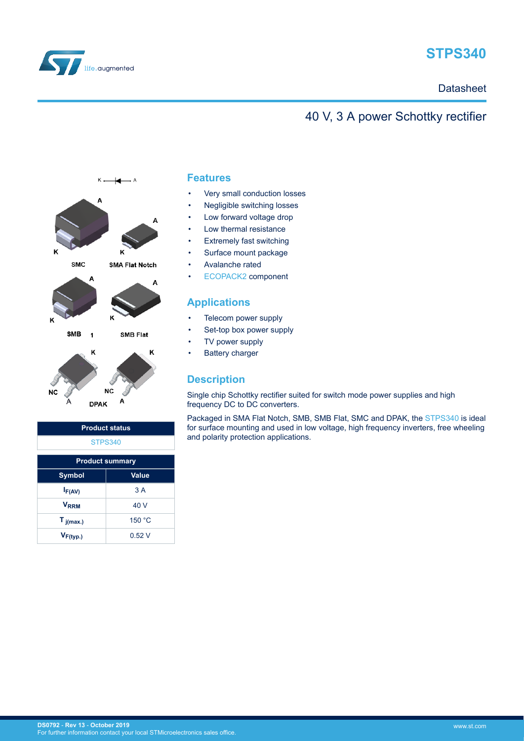# STPS340

Datasheet

## 40 V, 3 A power Schottky rectifier

K A

SMC

SMA Flat Notch

SMB

SMB Flat

DPAK

| Product status |
|---|
| STPS340 |

| Product summary | |
|---|---|
| **Symbol** | **Value** |
| $I_{F(AV)}$ | 3 A |
| $V_{RRM}$ | 40 V |
| $T_{j(max.)}$ | 150 °C |
| $V_{F(typ.)}$ | 0.52 V |

## Features

- Very small conduction losses
- Negligible switching losses
- Low forward voltage drop
- Low thermal resistance
- Extremely fast switching
- Surface mount package
- Avalanche rated
- ECOPACK2 component

## Applications

- Telecom power supply
- Set-top box power supply
- TV power supply
- Battery charger

## Description

Single chip Schottky rectifier suited for switch mode power supplies and high frequency DC to DC converters.

Packaged in SMA Flat Notch, SMB, SMB Flat, SMC and DPAK, the STPS340 is ideal for surface mounting and used in low voltage, high frequency inverters, free wheeling and polarity protection applications.

DS0792 - Rev 13 - October 2019
For further information contact your local STMicroelectronics sales office.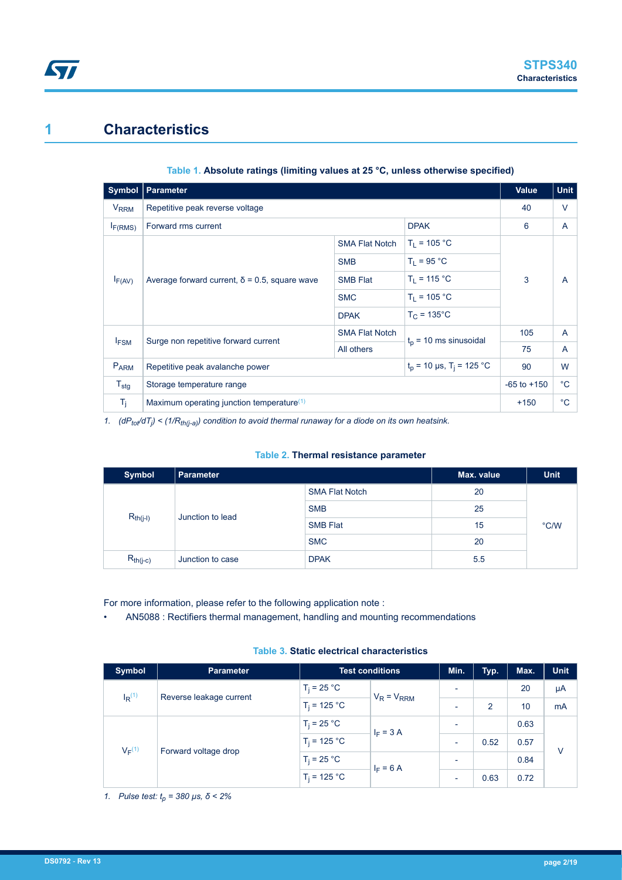# 1 Characteristics

**Table 1. Absolute ratings (limiting values at 25 °C, unless otherwise specified)**

| Symbol | Parameter | | | Value | Unit |
|---|---|---|---|---|---|
| $V_{RRM}$ | Repetitive peak reverse voltage | | | 40 | V |
| $I_{F(RMS)}$ | Forward rms current | | DPAK | 6 | A |
| $I_{F(AV)}$ | Average forward current, δ = 0.5, square wave | SMA Flat Notch | $T_L$ = 105 °C | 3 | A |
| | | SMB | $T_L$ = 95 °C | | |
| | | SMB Flat | $T_L$ = 115 °C | | |
| | | SMC | $T_L$ = 105 °C | | |
| | | DPAK | $T_C$ = 135°C | | |
| $I_{FSM}$ | Surge non repetitive forward current | SMA Flat Notch | $t_p$ = 10 ms sinusoidal | 105 | A |
| | | All others | | 75 | A |
| $P_{ARM}$ | Repetitive peak avalanche power | | $t_p$ = 10 µs, $T_j$ = 125 °C | 90 | W |
| $T_{stg}$ | Storage temperature range | | | -65 to +150 | °C |
| $T_j$ | Maximum operating junction temperature[(1)] | | | +150 | °C |

1. *$(dP_{tot}/dT_j) < (1/R_{th(j-a)})$ condition to avoid thermal runaway for a diode on its own heatsink.*

**Table 2. Thermal resistance parameter**

| Symbol | Parameter | | Max. value | Unit |
|---|---|---|---|---|
| $R_{th(j-l)}$ | Junction to lead | SMA Flat Notch | 20 | °C/W |
| | | SMB | 25 | |
| | | SMB Flat | 15 | |
| | | SMC | 20 | |
| $R_{th(j-c)}$ | Junction to case | DPAK | 5.5 | |

For more information, please refer to the following application note :

- AN5088 : Rectifiers thermal management, handling and mounting recommendations

**Table 3. Static electrical characteristics**

| Symbol | Parameter | Test conditions | | Min. | Typ. | Max. | Unit |
|---|---|---|---|---|---|---|---|
| $I_R$[(1)] | Reverse leakage current | $T_j$ = 25 °C | $V_R = V_{RRM}$ | - | | 20 | µA |
| | | $T_j$ = 125 °C | | - | 2 | 10 | mA |
| $V_F$[(1)] | Forward voltage drop | $T_j$ = 25 °C | $I_F$ = 3 A | - | | 0.63 | V |
| | | $T_j$ = 125 °C | | - | 0.52 | 0.57 | |
| | | $T_j$ = 25 °C | $I_F$ = 6 A | - | | 0.84 | |
| | | $T_j$ = 125 °C | | - | 0.63 | 0.72 | |

1. *Pulse test: $t_p$ = 380 µs, δ < 2%*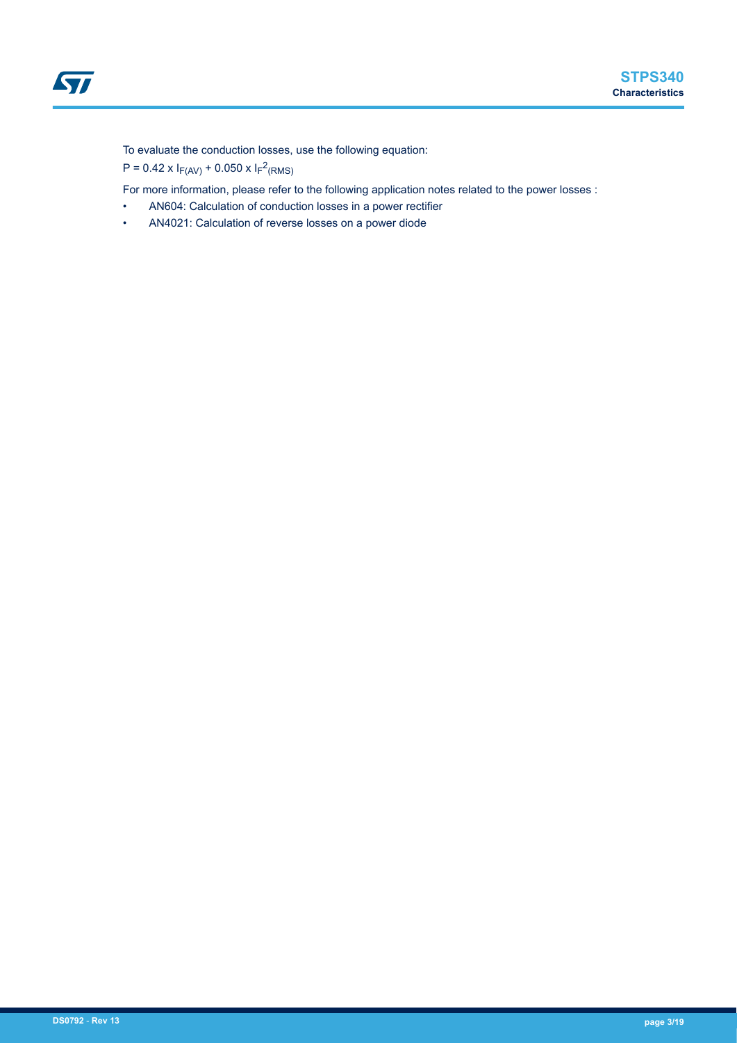To evaluate the conduction losses, use the following equation:

$P = 0.42 \times I_{F(AV)} + 0.050 \times I_{F}^{2}{}_{(RMS)}$

For more information, please refer to the following application notes related to the power losses :

- AN604: Calculation of conduction losses in a power rectifier
- AN4021: Calculation of reverse losses on a power diode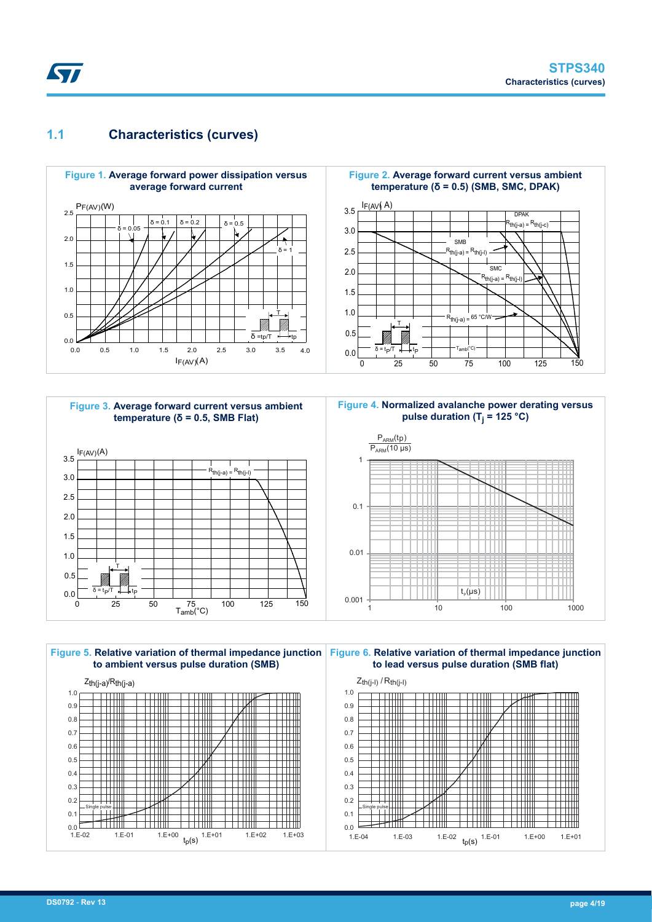## 1.1 Characteristics (curves)

**Figure 1. Average forward power dissipation versus average forward current**

**Figure 2. Average forward current versus ambient temperature (δ = 0.5) (SMB, SMC, DPAK)**

**Figure 3. Average forward current versus ambient temperature (δ = 0.5, SMB Flat)**

**Figure 4. Normalized avalanche power derating versus pulse duration ($T_j$ = 125 °C)**

**Figure 5. Relative variation of thermal impedance junction to ambient versus pulse duration (SMB)**

**Figure 6. Relative variation of thermal impedance junction to lead versus pulse duration (SMB flat)**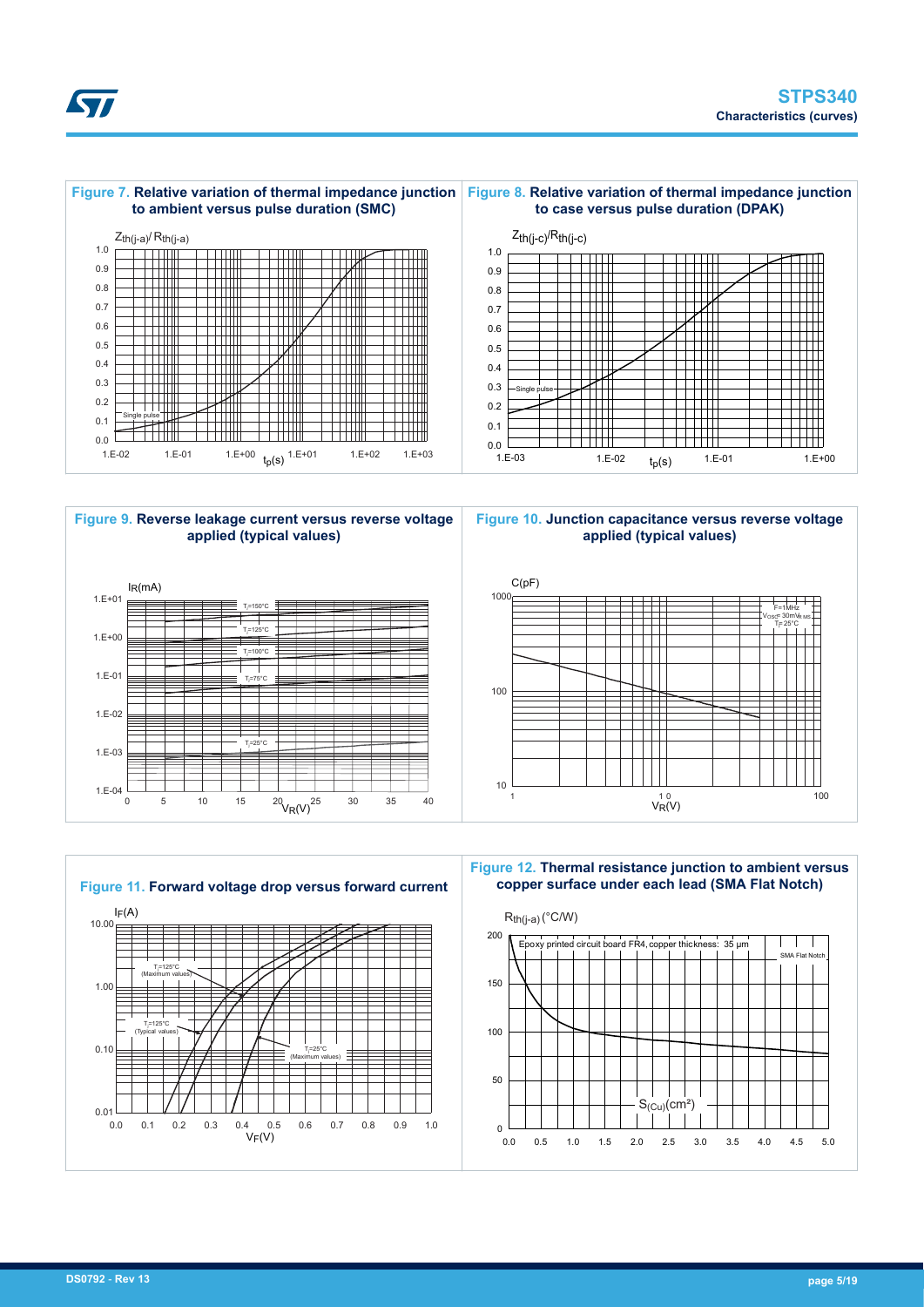**Figure 7. Relative variation of thermal impedance junction to ambient versus pulse duration (SMC)**

$Z_{th(j-a)}/R_{th(j-a)}$

Single pulse

$t_p(s)$

**Figure 8. Relative variation of thermal impedance junction to case versus pulse duration (DPAK)**

$Z_{th(j-c)}/R_{th(j-c)}$

Single pulse

$t_p(s)$

**Figure 9. Reverse leakage current versus reverse voltage applied (typical values)**

$I_R$(mA)

$T_j$=150°C, $T_j$=125°C, $T_j$=100°C, $T_j$=75°C, $T_j$=25°C

$V_R$(V)

**Figure 10. Junction capacitance versus reverse voltage applied (typical values)**

C(pF)

F=1MHz, $V_{OSC}$=30mV$_{RMS}$, $T_j$=25°C

$V_R$(V)

**Figure 11. Forward voltage drop versus forward current**

$I_F$(A)

$T_j$=125°C (Maximum values)

$T_j$=125°C (Typical values)

$T_j$=25°C (Maximum values)

$V_F$(V)

**Figure 12. Thermal resistance junction to ambient versus copper surface under each lead (SMA Flat Notch)**

$R_{th(j-a)}$ (°C/W)

Epoxy printed circuit board FR4, copper thickness: 35 µm

SMA Flat Notch

$S_{(Cu)}$(cm²)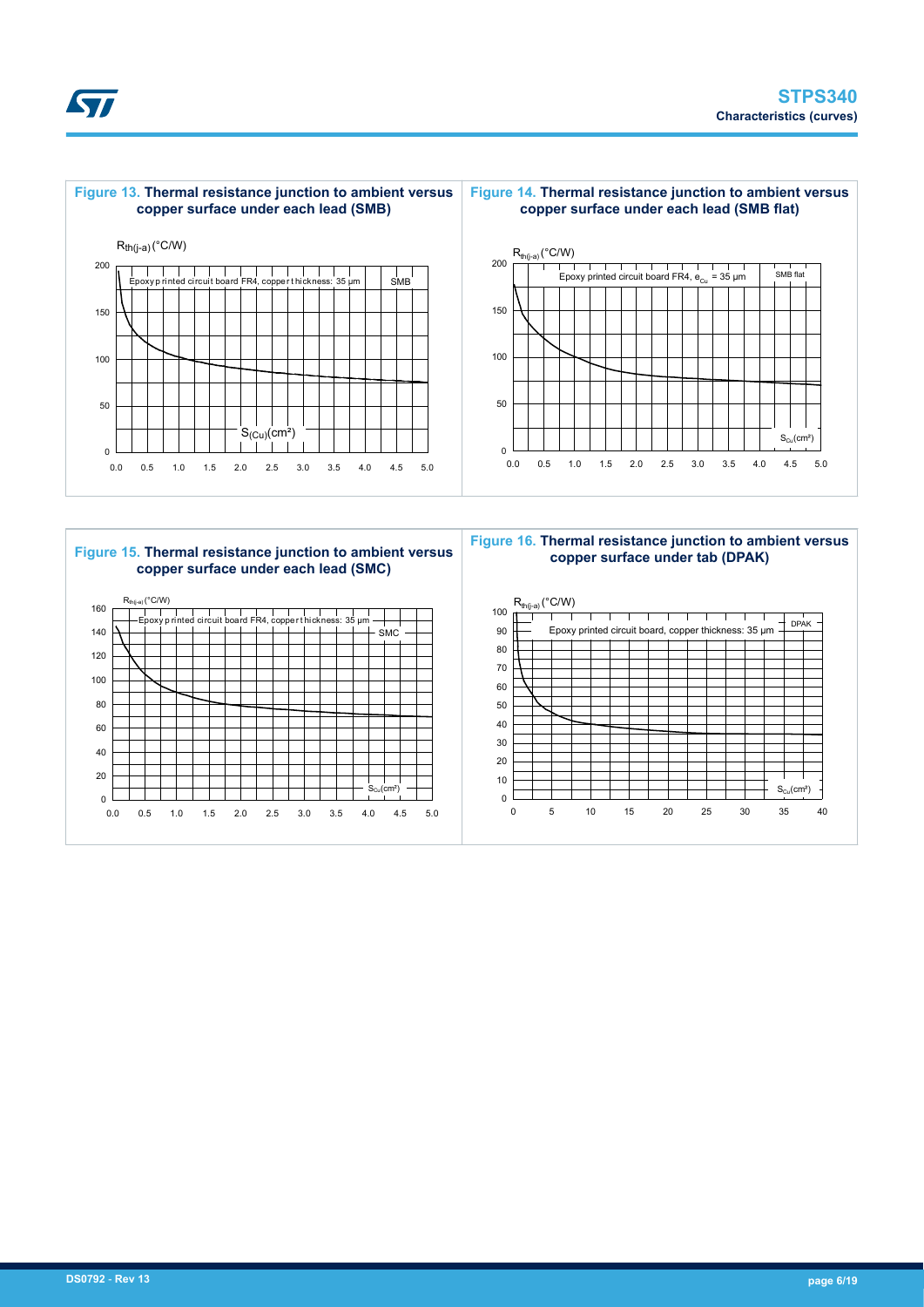**Figure 13. Thermal resistance junction to ambient versus copper surface under each lead (SMB)**

$R_{th(j-a)}$ (°C/W)

Epoxy printed circuit board FR4, copper thickness: 35 µm — SMB

$S_{(Cu)}$ (cm²)

**Figure 14. Thermal resistance junction to ambient versus copper surface under each lead (SMB flat)**

$R_{th(j-a)}$ (°C/W)

Epoxy printed circuit board FR4, $e_{Cu}$ = 35 µm — SMB flat

$S_{Cu}$ (cm²)

**Figure 15. Thermal resistance junction to ambient versus copper surface under each lead (SMC)**

$R_{th(j-a)}$ (°C/W)

Epoxy printed circuit board FR4, copper thickness: 35 µm — SMC

$S_{Cu}$ (cm²)

**Figure 16. Thermal resistance junction to ambient versus copper surface under tab (DPAK)**

$R_{th(j-a)}$ (°C/W)

Epoxy printed circuit board, copper thickness: 35 µm — DPAK

$S_{Cu}$ (cm²)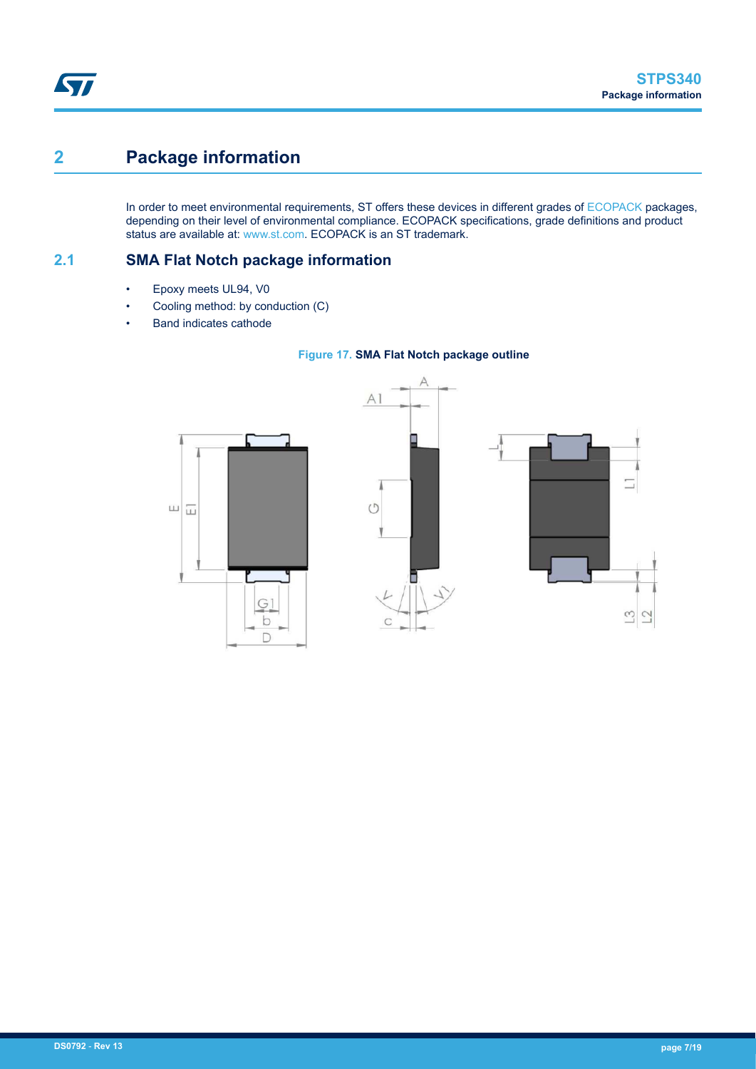# 2 Package information

In order to meet environmental requirements, ST offers these devices in different grades of ECOPACK packages, depending on their level of environmental compliance. ECOPACK specifications, grade definitions and product status are available at: www.st.com. ECOPACK is an ST trademark.

## 2.1 SMA Flat Notch package information

- Epoxy meets UL94, V0
- Cooling method: by conduction (C)
- Band indicates cathode

**Figure 17. SMA Flat Notch package outline**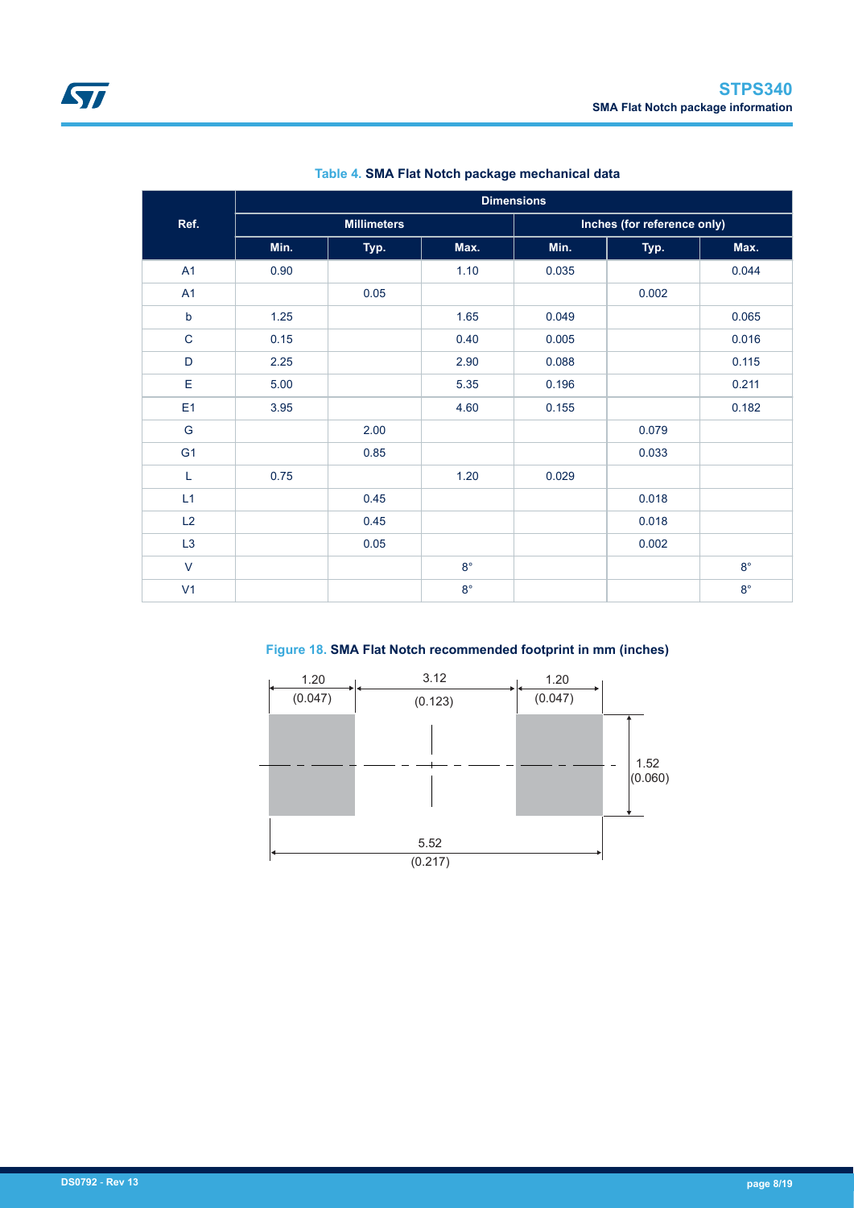**Table 4. SMA Flat Notch package mechanical data**

| Ref. | Dimensions | | | | | |
|---|---|---|---|---|---|---|
| | Millimeters | | | Inches (for reference only) | | |
| | Min. | Typ. | Max. | Min. | Typ. | Max. |
| A1 | 0.90 | | 1.10 | 0.035 | | 0.044 |
| A1 | | 0.05 | | | 0.002 | |
| b | 1.25 | | 1.65 | 0.049 | | 0.065 |
| C | 0.15 | | 0.40 | 0.005 | | 0.016 |
| D | 2.25 | | 2.90 | 0.088 | | 0.115 |
| E | 5.00 | | 5.35 | 0.196 | | 0.211 |
| E1 | 3.95 | | 4.60 | 0.155 | | 0.182 |
| G | | 2.00 | | | 0.079 | |
| G1 | | 0.85 | | | 0.033 | |
| L | 0.75 | | 1.20 | 0.029 | | |
| L1 | | 0.45 | | | 0.018 | |
| L2 | | 0.45 | | | 0.018 | |
| L3 | | 0.05 | | | 0.002 | |
| V | | | 8° | | | 8° |
| V1 | | | 8° | | | 8° |

**Figure 18. SMA Flat Notch recommended footprint in mm (inches)**

1.20 (0.047) | 3.12 (0.123) | 1.20 (0.047)

1.52 (0.060)

5.52 (0.217)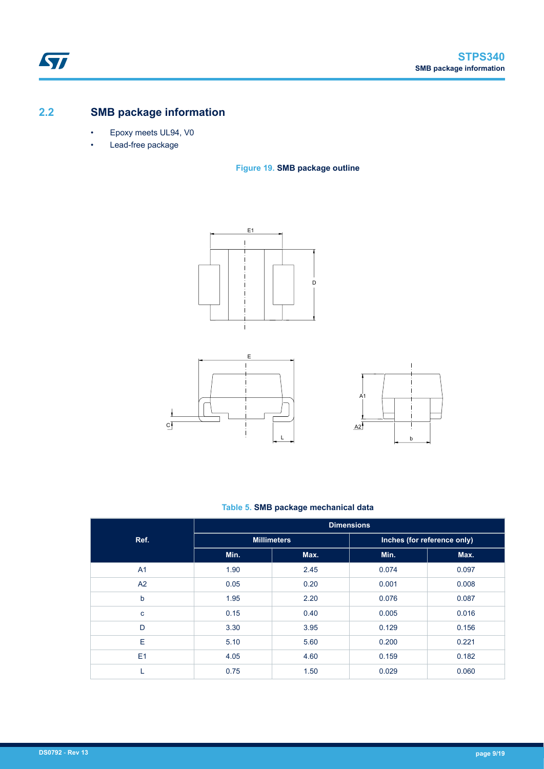## 2.2 SMB package information

- Epoxy meets UL94, V0
- Lead-free package

**Figure 19. SMB package outline**

**Table 5. SMB package mechanical data**

| Ref. | Dimensions | | | |
|---|---|---|---|---|
| | Millimeters | | Inches (for reference only) | |
| | Min. | Max. | Min. | Max. |
| A1 | 1.90 | 2.45 | 0.074 | 0.097 |
| A2 | 0.05 | 0.20 | 0.001 | 0.008 |
| b | 1.95 | 2.20 | 0.076 | 0.087 |
| c | 0.15 | 0.40 | 0.005 | 0.016 |
| D | 3.30 | 3.95 | 0.129 | 0.156 |
| E | 5.10 | 5.60 | 0.200 | 0.221 |
| E1 | 4.05 | 4.60 | 0.159 | 0.182 |
| L | 0.75 | 1.50 | 0.029 | 0.060 |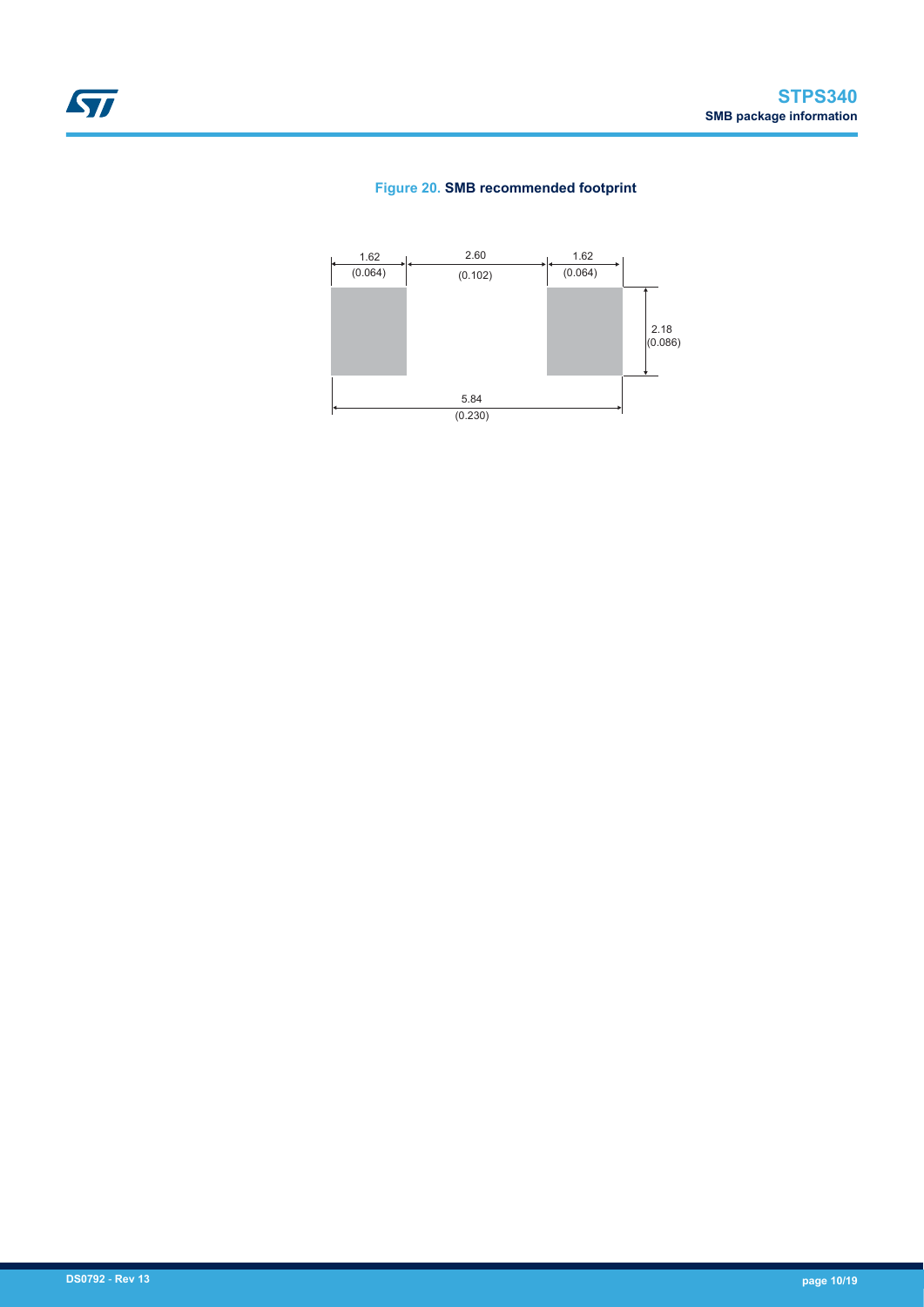**Figure 20. SMB recommended footprint**

1.62 (0.064) | 2.60 (0.102) | 1.62 (0.064)

2.18 (0.086)

5.84 (0.230)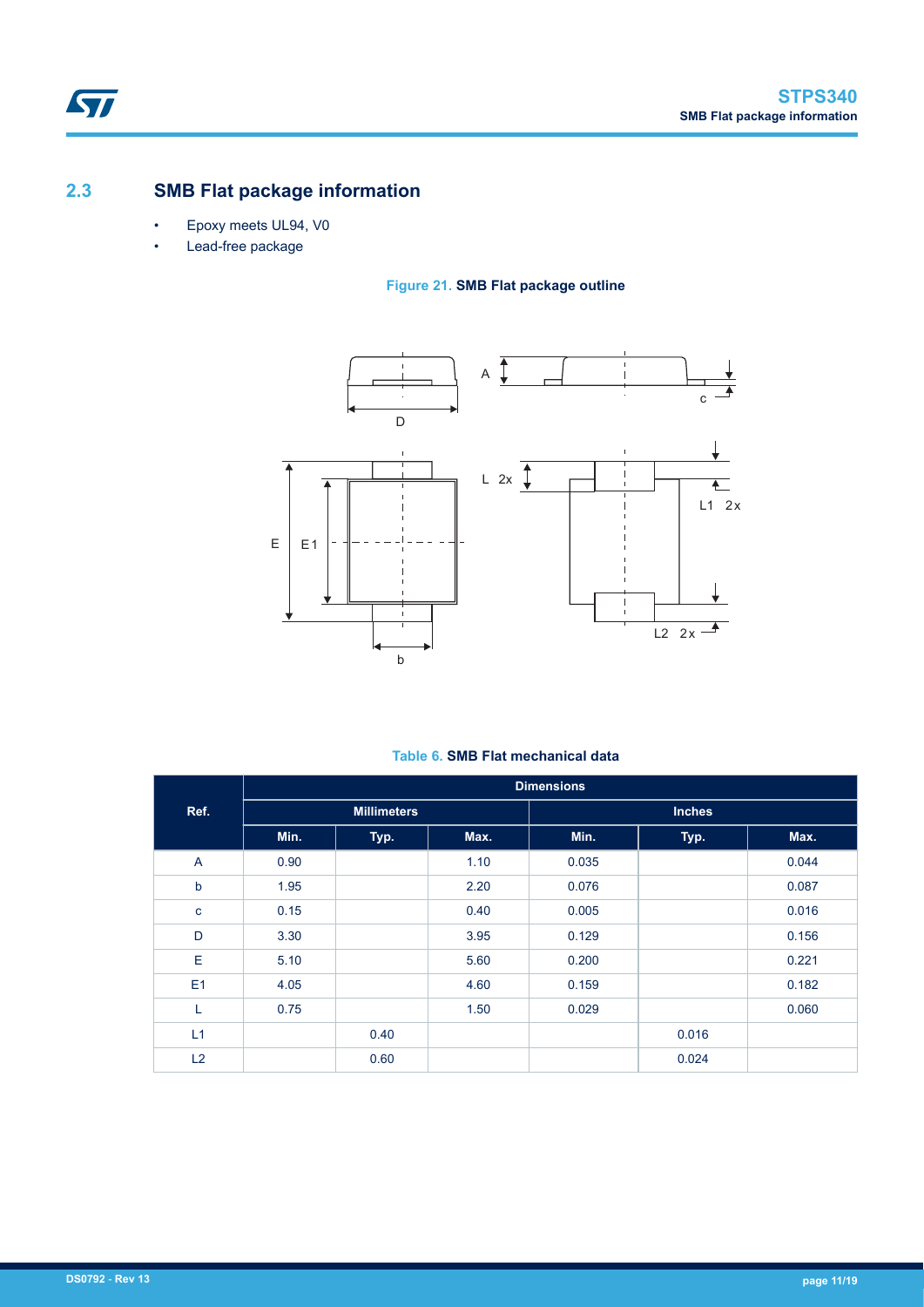## 2.3 SMB Flat package information

- Epoxy meets UL94, V0
- Lead-free package

**Figure 21. SMB Flat package outline**

**Table 6. SMB Flat mechanical data**

| Ref. | Dimensions | | | | | |
|---|---|---|---|---|---|---|
| | Millimeters | | | Inches | | |
| | Min. | Typ. | Max. | Min. | Typ. | Max. |
| A | 0.90 | | 1.10 | 0.035 | | 0.044 |
| b | 1.95 | | 2.20 | 0.076 | | 0.087 |
| c | 0.15 | | 0.40 | 0.005 | | 0.016 |
| D | 3.30 | | 3.95 | 0.129 | | 0.156 |
| E | 5.10 | | 5.60 | 0.200 | | 0.221 |
| E1 | 4.05 | | 4.60 | 0.159 | | 0.182 |
| L | 0.75 | | 1.50 | 0.029 | | 0.060 |
| L1 | | 0.40 | | | 0.016 | |
| L2 | | 0.60 | | | 0.024 | |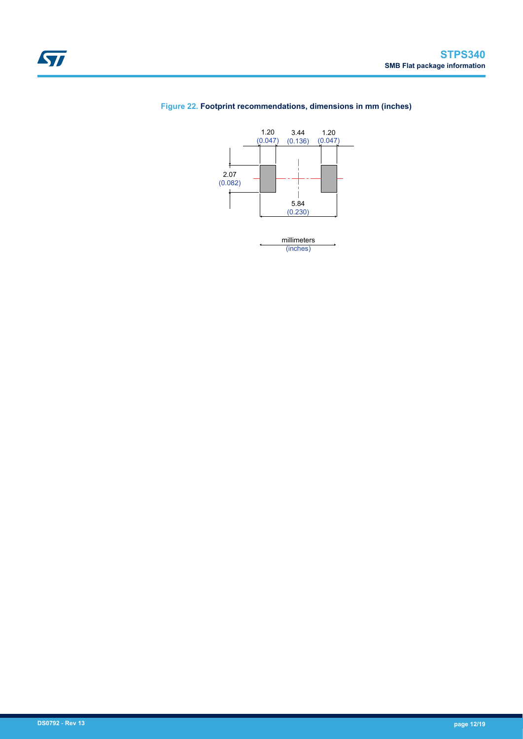Figure 22. **Footprint recommendations, dimensions in mm (inches)**

1.20 (0.047) 3.44 (0.136) 1.20 (0.047)

2.07 (0.082)

5.84 (0.230)

millimeters (inches)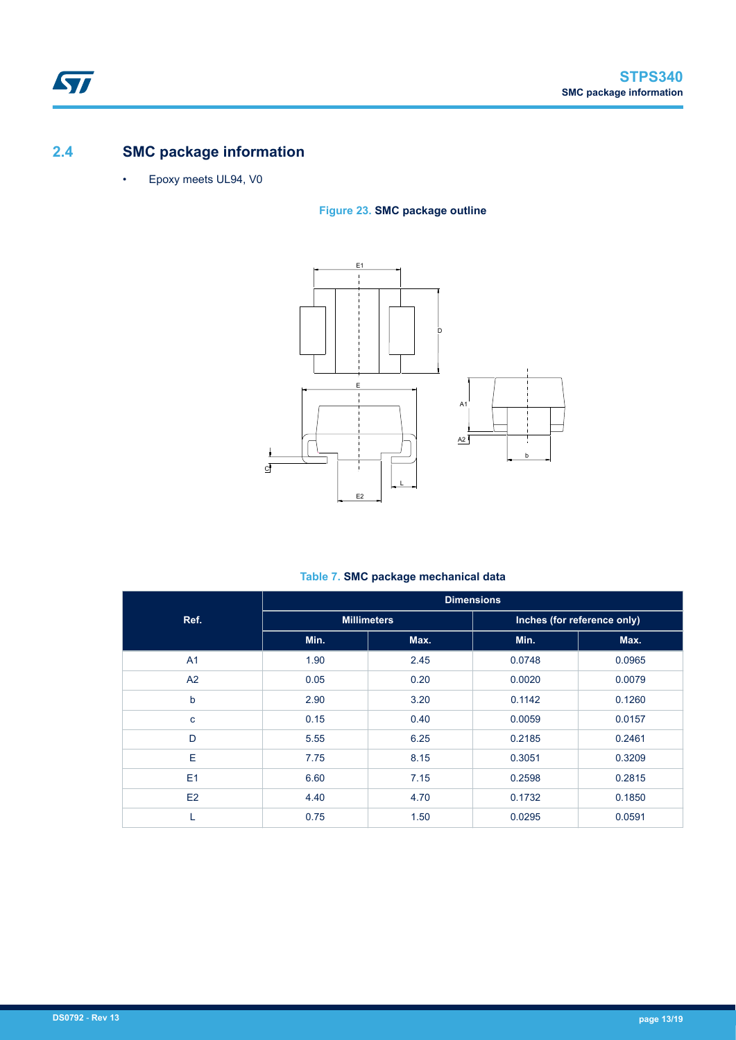## 2.4 SMC package information

- Epoxy meets UL94, V0

**Figure 23. SMC package outline**

**Table 7. SMC package mechanical data**

| Ref. | Dimensions | | | |
|---|---|---|---|---|
| | Millimeters | | Inches (for reference only) | |
| | Min. | Max. | Min. | Max. |
| A1 | 1.90 | 2.45 | 0.0748 | 0.0965 |
| A2 | 0.05 | 0.20 | 0.0020 | 0.0079 |
| b | 2.90 | 3.20 | 0.1142 | 0.1260 |
| c | 0.15 | 0.40 | 0.0059 | 0.0157 |
| D | 5.55 | 6.25 | 0.2185 | 0.2461 |
| E | 7.75 | 8.15 | 0.3051 | 0.3209 |
| E1 | 6.60 | 7.15 | 0.2598 | 0.2815 |
| E2 | 4.40 | 4.70 | 0.1732 | 0.1850 |
| L | 0.75 | 1.50 | 0.0295 | 0.0591 |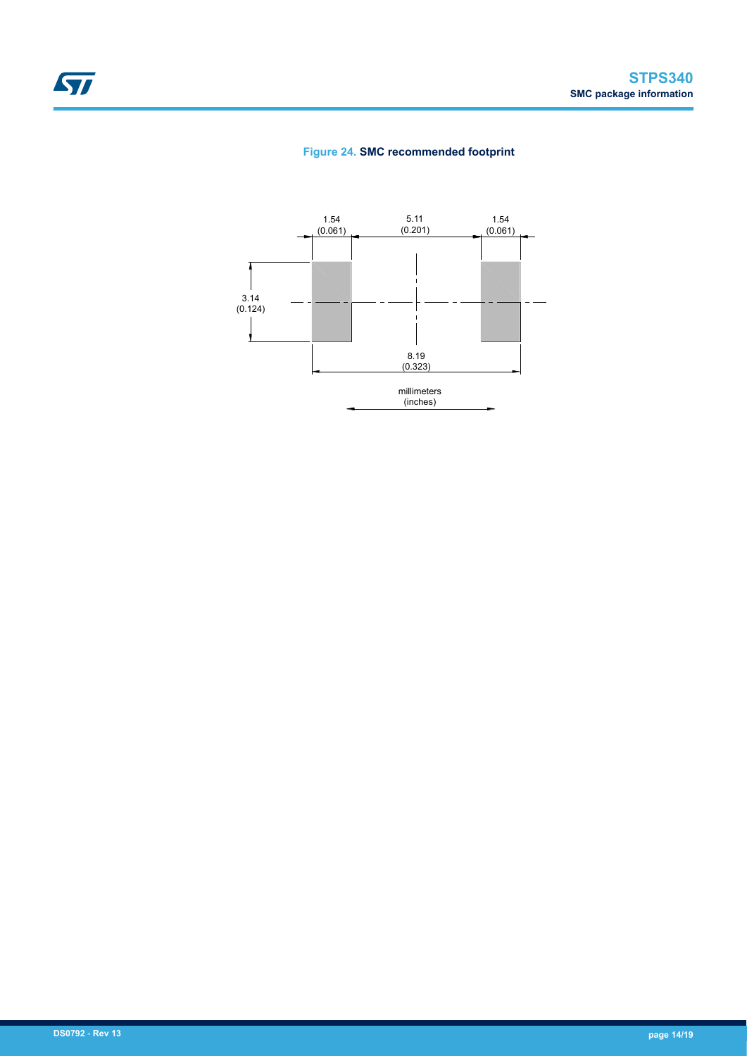Figure 24. SMC recommended footprint

1.54 (0.061) | 5.11 (0.201) | 1.54 (0.061)

3.14 (0.124)

8.19 (0.323)

millimeters (inches)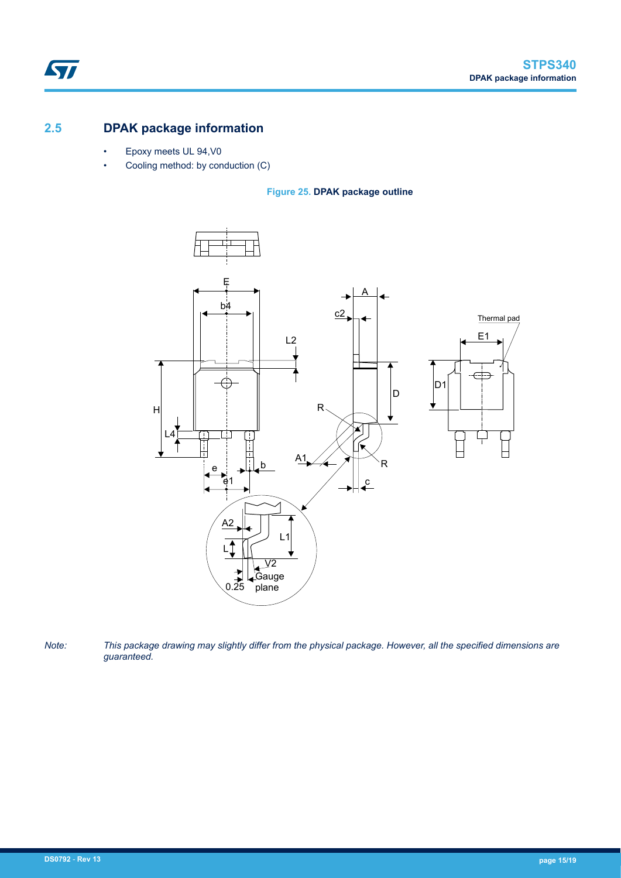## 2.5 DPAK package information

- Epoxy meets UL 94,V0
- Cooling method: by conduction (C)

**Figure 25. DPAK package outline**

*Note: This package drawing may slightly differ from the physical package. However, all the specified dimensions are guaranteed.*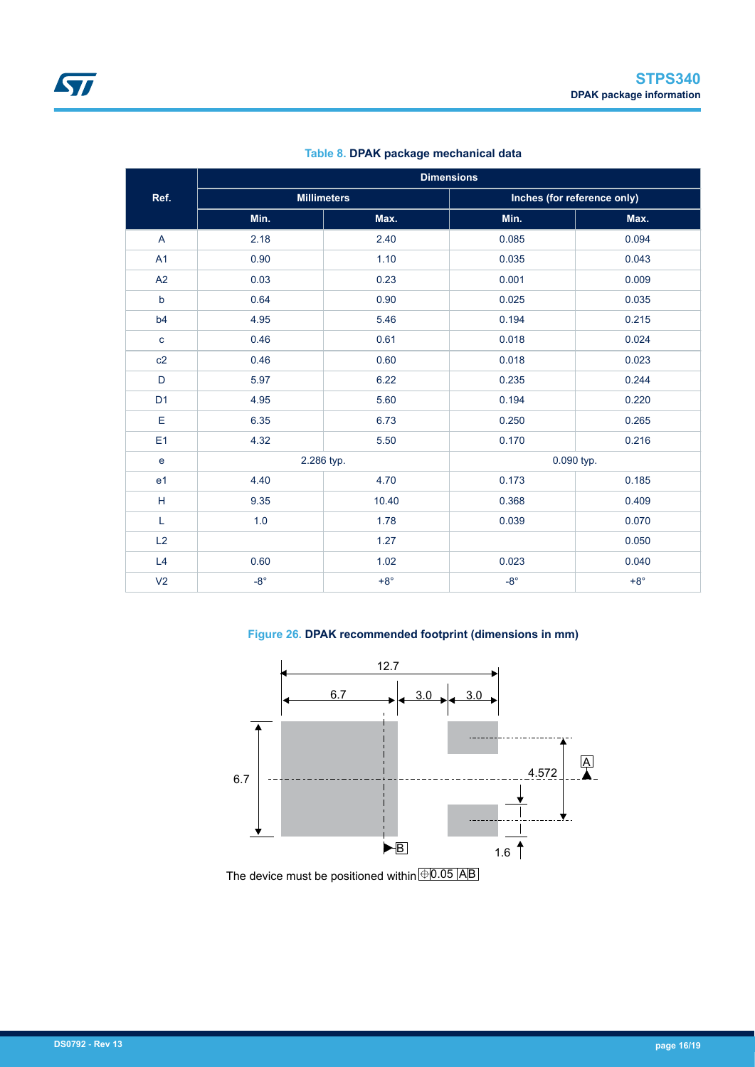**Table 8. DPAK package mechanical data**

| Ref. | Dimensions | | | |
|---|---|---|---|---|
| | Millimeters | | Inches (for reference only) | |
| | Min. | Max. | Min. | Max. |
| A | 2.18 | 2.40 | 0.085 | 0.094 |
| A1 | 0.90 | 1.10 | 0.035 | 0.043 |
| A2 | 0.03 | 0.23 | 0.001 | 0.009 |
| b | 0.64 | 0.90 | 0.025 | 0.035 |
| b4 | 4.95 | 5.46 | 0.194 | 0.215 |
| c | 0.46 | 0.61 | 0.018 | 0.024 |
| c2 | 0.46 | 0.60 | 0.018 | 0.023 |
| D | 5.97 | 6.22 | 0.235 | 0.244 |
| D1 | 4.95 | 5.60 | 0.194 | 0.220 |
| E | 6.35 | 6.73 | 0.250 | 0.265 |
| E1 | 4.32 | 5.50 | 0.170 | 0.216 |
| e | 2.286 typ. | | 0.090 typ. | |
| e1 | 4.40 | 4.70 | 0.173 | 0.185 |
| H | 9.35 | 10.40 | 0.368 | 0.409 |
| L | 1.0 | 1.78 | 0.039 | 0.070 |
| L2 | | 1.27 | | 0.050 |
| L4 | 0.60 | 1.02 | 0.023 | 0.040 |
| V2 | -8° | +8° | -8° | +8° |

**Figure 26. DPAK recommended footprint (dimensions in mm)**

The device must be positioned within ⊕ 0.05 A B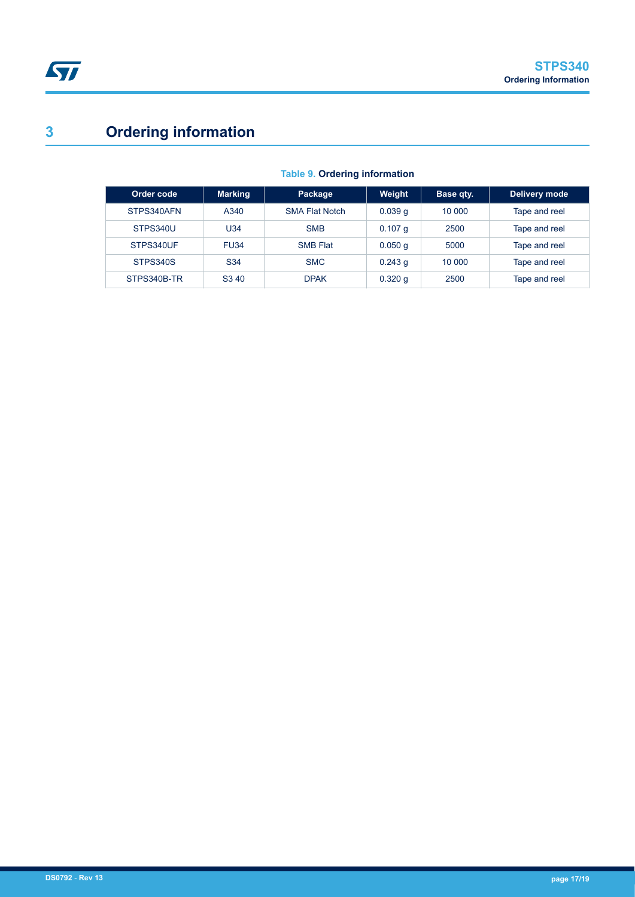# 3 Ordering information

**Table 9. Ordering information**

| Order code | Marking | Package | Weight | Base qty. | Delivery mode |
|---|---|---|---|---|---|
| STPS340AFN | A340 | SMA Flat Notch | 0.039 g | 10 000 | Tape and reel |
| STPS340U | U34 | SMB | 0.107 g | 2500 | Tape and reel |
| STPS340UF | FU34 | SMB Flat | 0.050 g | 5000 | Tape and reel |
| STPS340S | S34 | SMC | 0.243 g | 10 000 | Tape and reel |
| STPS340B-TR | S3 40 | DPAK | 0.320 g | 2500 | Tape and reel |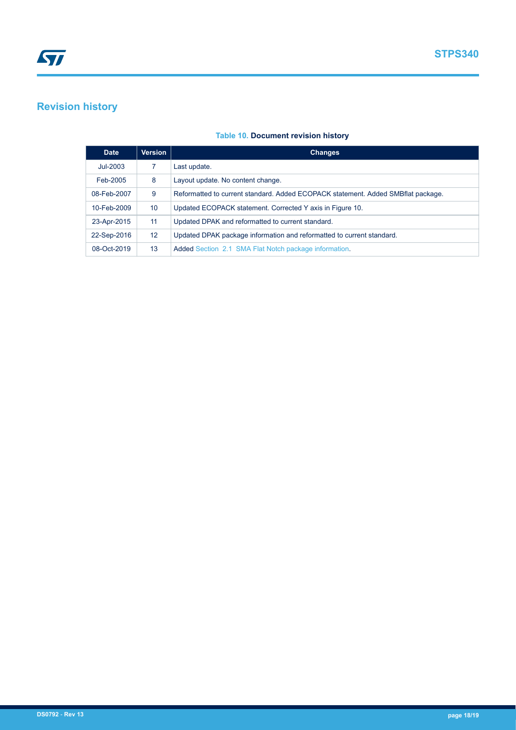## Revision history

**Table 10. Document revision history**

| Date | Version | Changes |
|---|---|---|
| Jul-2003 | 7 | Last update. |
| Feb-2005 | 8 | Layout update. No content change. |
| 08-Feb-2007 | 9 | Reformatted to current standard. Added ECOPACK statement. Added SMBflat package. |
| 10-Feb-2009 | 10 | Updated ECOPACK statement. Corrected Y axis in Figure 10. |
| 23-Apr-2015 | 11 | Updated DPAK and reformatted to current standard. |
| 22-Sep-2016 | 12 | Updated DPAK package information and reformatted to current standard. |
| 08-Oct-2019 | 13 | Added Section 2.1 SMA Flat Notch package information. |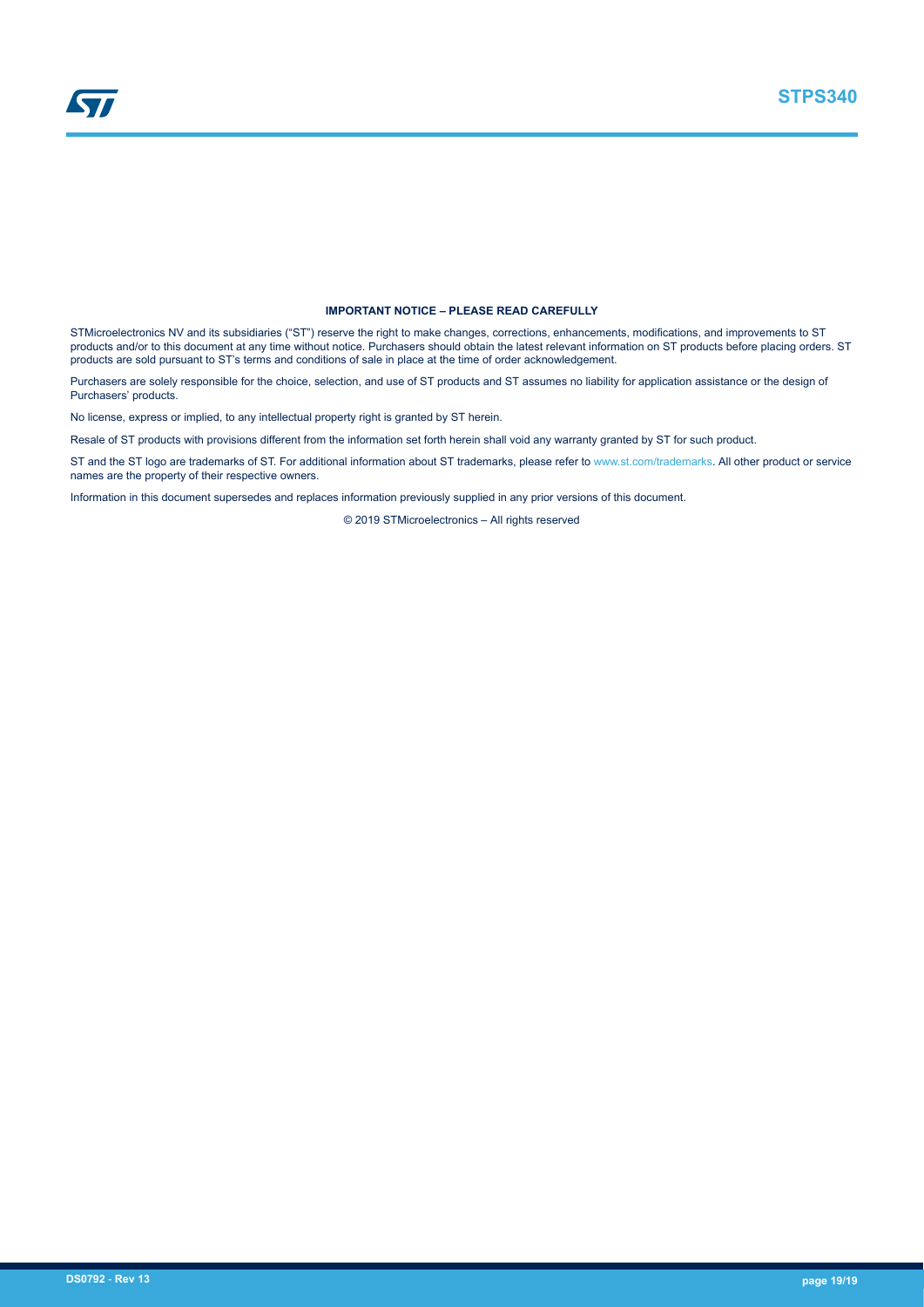**IMPORTANT NOTICE – PLEASE READ CAREFULLY**

STMicroelectronics NV and its subsidiaries ("ST") reserve the right to make changes, corrections, enhancements, modifications, and improvements to ST products and/or to this document at any time without notice. Purchasers should obtain the latest relevant information on ST products before placing orders. ST products are sold pursuant to ST's terms and conditions of sale in place at the time of order acknowledgement.

Purchasers are solely responsible for the choice, selection, and use of ST products and ST assumes no liability for application assistance or the design of Purchasers' products.

No license, express or implied, to any intellectual property right is granted by ST herein.

Resale of ST products with provisions different from the information set forth herein shall void any warranty granted by ST for such product.

ST and the ST logo are trademarks of ST. For additional information about ST trademarks, please refer to www.st.com/trademarks. All other product or service names are the property of their respective owners.

Information in this document supersedes and replaces information previously supplied in any prior versions of this document.

© 2019 STMicroelectronics – All rights reserved